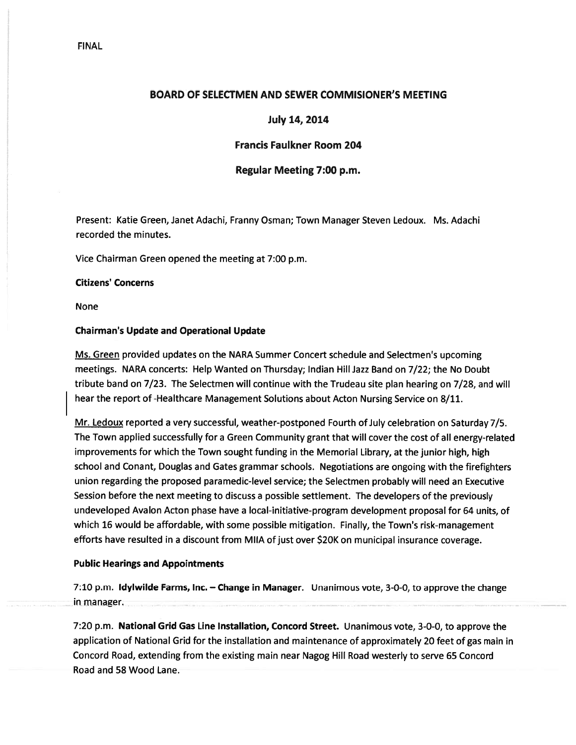FINAL

# BOARD OF SELECTMEN AND SEWER COMMISIONER'S MEETING

## July 14, 2014

## Francis Faulkner Room 204

## Regular Meeting 7:00 p.m.

Present: Katie Green, Janet Adachi, Franny Osman; Town Manager Steven Ledoux. Ms. Adachi recorded the minutes.

Vice Chairman Green opened the meeting at 7:00 p.m.

**Citizens' Concerns**

None

**Chairman's Update and Operational Update**

Ms. Green provided updates on the NARA Summer Concert schedule and Selectmen's upcoming meetings. NARA concerts: Help Wanted on Thursday; Indian Hill Jazz Band on 7/22; the No Doubt tribute band on 7/23. The Selectmen will continue with the Trudeau site plan hearing on 7/28, and will hear the report of Healthcare Management Solutions about Acton Nursing Service on 8/11.

Mr. Ledoux reported a very successful, weather-postponed Fourth of July celebration on Saturday 7/5. The Town applied successfully for a Green Community grant that will cover the cost of all energy-related improvements for which the Town sought funding in the Memorial Library, at the junior high, high school and Conant, Douglas and Gates grammar schools. Negotiations are ongoing with the firefighters union regarding the proposed paramedic-level service; the Selectmen probably will need an Executive Session before the next meeting to discuss a possible settlement. The developers of the previously undeveloped Avalon Acton phase have a local-initiative-program development proposal for 64 units, of which 16 would be affordable, with some possible mitigation. Finally, the Town's risk-management efforts have resulted in a discount from MIIA of just over $20K on municipal insurance coverage.

**Public Hearings and Appointments**

7:10 p.m. **Idylwilde Farms, Inc. – Change in Manager.** Unanimous vote, 3-0-0, to approve the change in manager.

7:20 p.m. **National Grid Gas Line Installation, Concord Street.** Unanimous vote, 3-0-0, to approve the application of National Grid for the installation and maintenance of approximately 20 feet of gas main in Concord Road, extending from the existing main near Nagog Hill Road westerly to serve 65 Concord Road and 58 Wood Lane.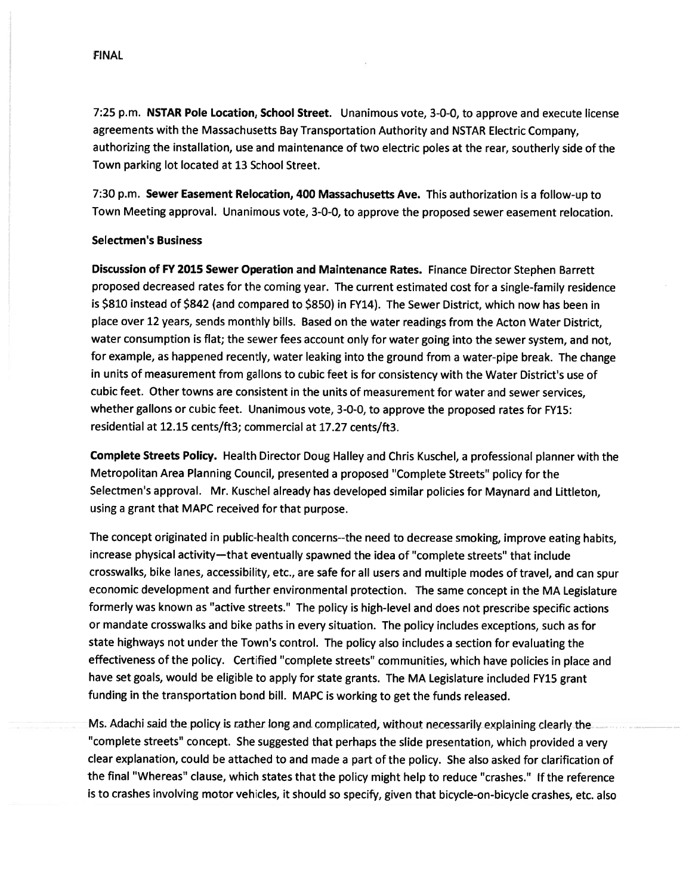FINAL

7:25 p.m. **NSTAR Pole Location, School Street.** Unanimous vote, 3-0-0, to approve and execute license agreements with the Massachusetts Bay Transportation Authority and NSTAR Electric Company, authorizing the installation, use and maintenance of two electric poles at the rear, southerly side of the Town parking lot located at 13 School Street.

7:30 p.m. **Sewer Easement Relocation, 400 Massachusetts Ave.** This authorization is a follow-up to Town Meeting approval. Unanimous vote, 3-0-0, to approve the proposed sewer easement relocation.

**Selectmen's Business**

**Discussion of FY 2015 Sewer Operation and Maintenance Rates.** Finance Director Stephen Barrett proposed decreased rates for the coming year. The current estimated cost for a single-family residence is $810 instead of $842 (and compared to $850) in FY14). The Sewer District, which now has been in place over 12 years, sends monthly bills. Based on the water readings from the Acton Water District, water consumption is flat; the sewer fees account only for water going into the sewer system, and not, for example, as happened recently, water leaking into the ground from a water-pipe break. The change in units of measurement from gallons to cubic feet is for consistency with the Water District's use of cubic feet. Other towns are consistent in the units of measurement for water and sewer services, whether gallons or cubic feet. Unanimous vote, 3-0-0, to approve the proposed rates for FY15: residential at 12.15 cents/ft3; commercial at 17.27 cents/ft3.

**Complete Streets Policy.** Health Director Doug Halley and Chris Kuschel, a professional planner with the Metropolitan Area Planning Council, presented a proposed "Complete Streets" policy for the Selectmen's approval. Mr. Kuschel already has developed similar policies for Maynard and Littleton, using a grant that MAPC received for that purpose.

The concept originated in public-health concerns--the need to decrease smoking, improve eating habits, increase physical activity—that eventually spawned the idea of "complete streets" that include crosswalks, bike lanes, accessibility, etc., are safe for all users and multiple modes of travel, and can spur economic development and further environmental protection. The same concept in the MA Legislature formerly was known as "active streets." The policy is high-level and does not prescribe specific actions or mandate crosswalks and bike paths in every situation. The policy includes exceptions, such as for state highways not under the Town's control. The policy also includes a section for evaluating the effectiveness of the policy. Certified "complete streets" communities, which have policies in place and have set goals, would be eligible to apply for state grants. The MA Legislature included FY15 grant funding in the transportation bond bill. MAPC is working to get the funds released.

Ms. Adachi said the policy is rather long and complicated, without necessarily explaining clearly the "complete streets" concept. She suggested that perhaps the slide presentation, which provided a very clear explanation, could be attached to and made a part of the policy. She also asked for clarification of the final "Whereas" clause, which states that the policy might help to reduce "crashes." If the reference is to crashes involving motor vehicles, it should so specify, given that bicycle-on-bicycle crashes, etc. also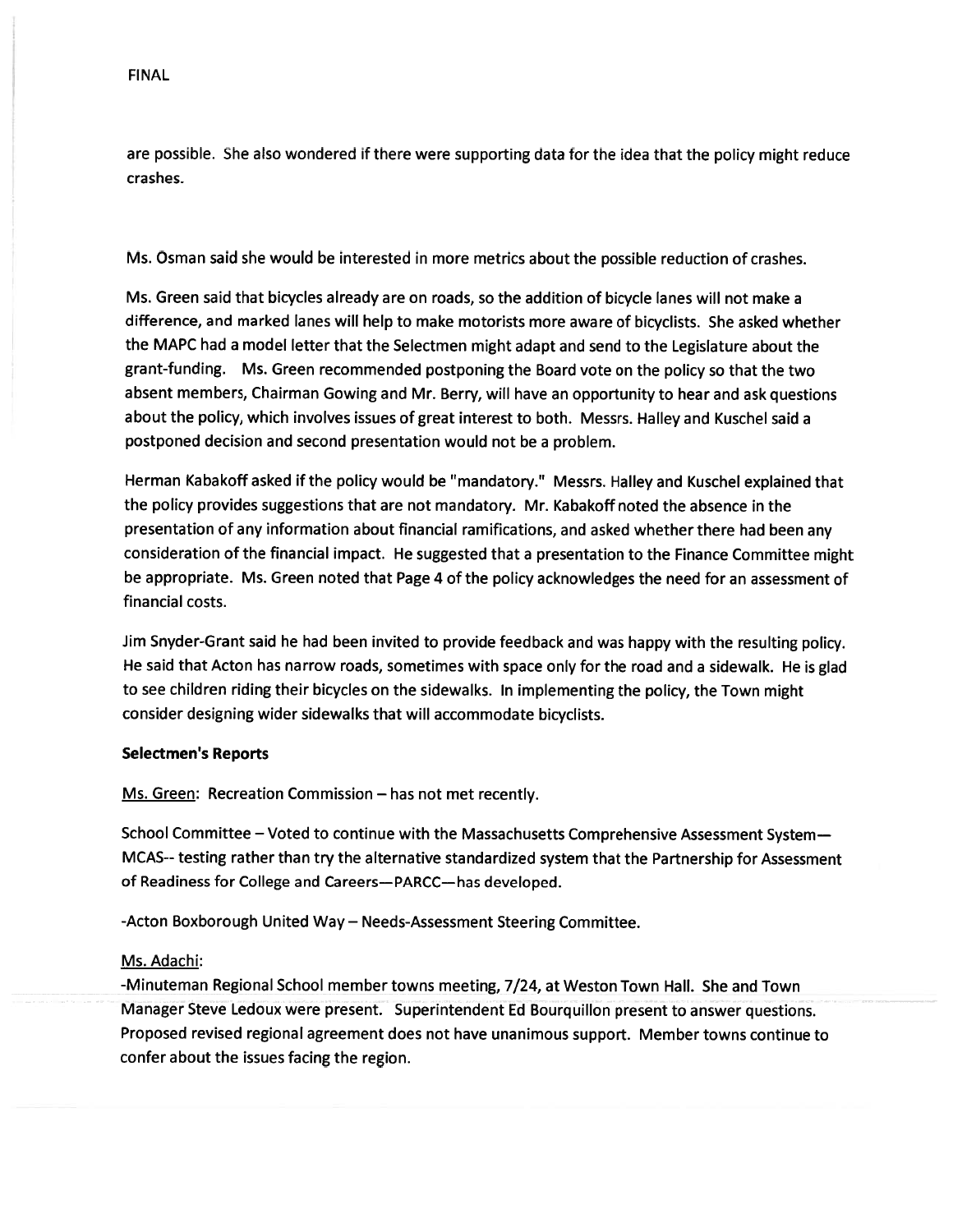FINAL

are possible. She also wondered if there were supporting data for the idea that the policy might reduce crashes.

Ms. Osman said she would be interested in more metrics about the possible reduction of crashes.

Ms. Green said that bicycles already are on roads, so the addition of bicycle lanes will not make a difference, and marked lanes will help to make motorists more aware of bicyclists. She asked whether the MAPC had a model letter that the Selectmen might adapt and send to the Legislature about the grant-funding. Ms. Green recommended postponing the Board vote on the policy so that the two absent members, Chairman Gowing and Mr. Berry, will have an opportunity to hear and ask questions about the policy, which involves issues of great interest to both. Messrs. Halley and Kuschel said a postponed decision and second presentation would not be a problem.

Herman Kabakoff asked if the policy would be "mandatory." Messrs. Halley and Kuschel explained that the policy provides suggestions that are not mandatory. Mr. Kabakoff noted the absence in the presentation of any information about financial ramifications, and asked whether there had been any consideration of the financial impact. He suggested that a presentation to the Finance Committee might be appropriate. Ms. Green noted that Page 4 of the policy acknowledges the need for an assessment of financial costs.

Jim Snyder-Grant said he had been invited to provide feedback and was happy with the resulting policy. He said that Acton has narrow roads, sometimes with space only for the road and a sidewalk. He is glad to see children riding their bicycles on the sidewalks. In implementing the policy, the Town might consider designing wider sidewalks that will accommodate bicyclists.

**Selectmen's Reports**

Ms. Green: Recreation Commission – has not met recently.

School Committee – Voted to continue with the Massachusetts Comprehensive Assessment System—MCAS-- testing rather than try the alternative standardized system that the Partnership for Assessment of Readiness for College and Careers—PARCC—has developed.

-Acton Boxborough United Way – Needs-Assessment Steering Committee.

Ms. Adachi:

-Minuteman Regional School member towns meeting, 7/24, at Weston Town Hall. She and Town Manager Steve Ledoux were present. Superintendent Ed Bourquillon present to answer questions. Proposed revised regional agreement does not have unanimous support. Member towns continue to confer about the issues facing the region.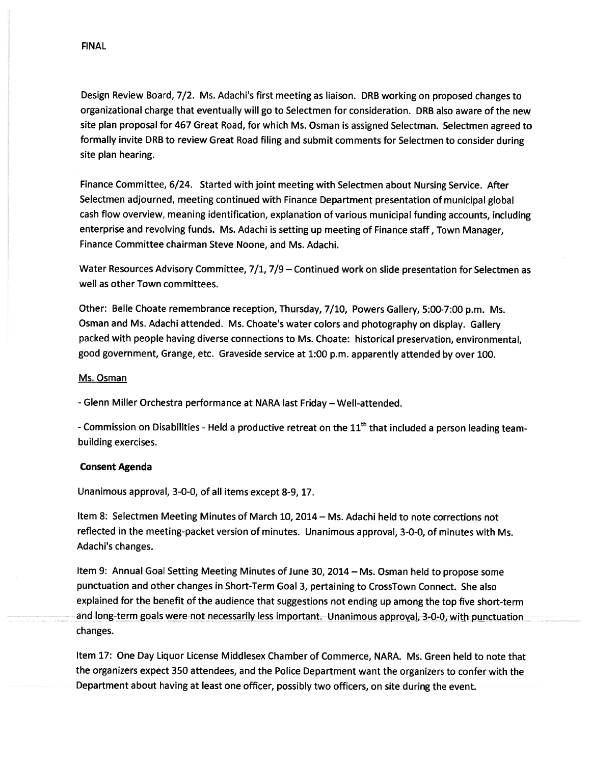FINAL

Design Review Board, 7/2. Ms. Adachi's first meeting as liaison. DRB working on proposed changes to organizational charge that eventually will go to Selectmen for consideration. DRB also aware of the new site plan proposal for 467 Great Road, for which Ms. Osman is assigned Selectman. Selectmen agreed to formally invite DRB to review Great Road filing and submit comments for Selectmen to consider during site plan hearing.

Finance Committee, 6/24. Started with joint meeting with Selectmen about Nursing Service. After Selectmen adjourned, meeting continued with Finance Department presentation of municipal global cash flow overview, meaning identification, explanation of various municipal funding accounts, including enterprise and revolving funds. Ms. Adachi is setting up meeting of Finance staff , Town Manager, Finance Committee chairman Steve Noone, and Ms. Adachi.

Water Resources Advisory Committee, 7/1, 7/9 – Continued work on slide presentation for Selectmen as well as other Town committees.

Other: Belle Choate remembrance reception, Thursday, 7/10, Powers Gallery, 5:00-7:00 p.m. Ms. Osman and Ms. Adachi attended. Ms. Choate's water colors and photography on display. Gallery packed with people having diverse connections to Ms. Choate: historical preservation, environmental, good government, Grange, etc. Graveside service at 1:00 p.m. apparently attended by over 100.

Ms. Osman

- Glenn Miller Orchestra performance at NARA last Friday – Well-attended.

- Commission on Disabilities - Held a productive retreat on the 11th that included a person leading team-building exercises.

**Consent Agenda**

Unanimous approval, 3-0-0, of all items except 8-9, 17.

Item 8: Selectmen Meeting Minutes of March 10, 2014 – Ms. Adachi held to note corrections not reflected in the meeting-packet version of minutes. Unanimous approval, 3-0-0, of minutes with Ms. Adachi's changes.

Item 9: Annual Goal Setting Meeting Minutes of June 30, 2014 – Ms. Osman held to propose some punctuation and other changes in Short-Term Goal 3, pertaining to CrossTown Connect. She also explained for the benefit of the audience that suggestions not ending up among the top five short-term and long-term goals were not necessarily less important. Unanimous approval, 3-0-0, with punctuation changes.

Item 17: One Day Liquor License Middlesex Chamber of Commerce, NARA. Ms. Green held to note that the organizers expect 350 attendees, and the Police Department want the organizers to confer with the Department about having at least one officer, possibly two officers, on site during the event.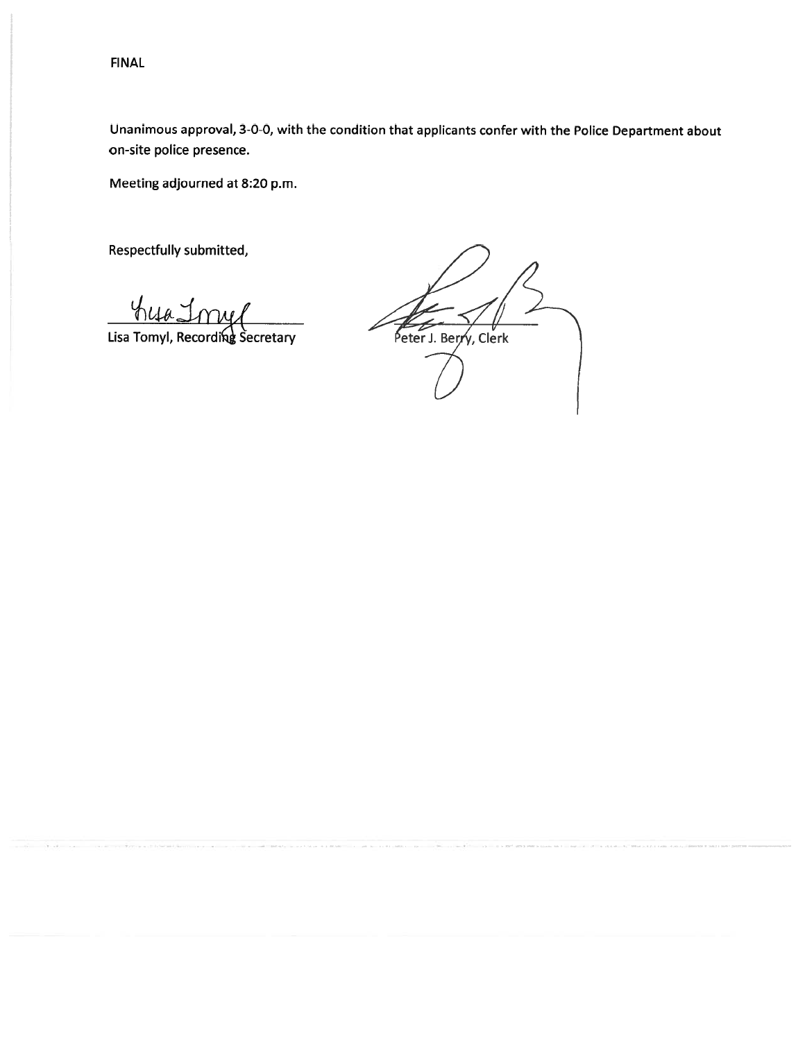FINAL

Unanimous approval, 3-0-0, with the condition that applicants confer with the Police Department about on-site police presence.

Meeting adjourned at 8:20 p.m.

Respectfully submitted,

Lisa Tomyl, Recording Secretary

Peter J. Berry, Clerk